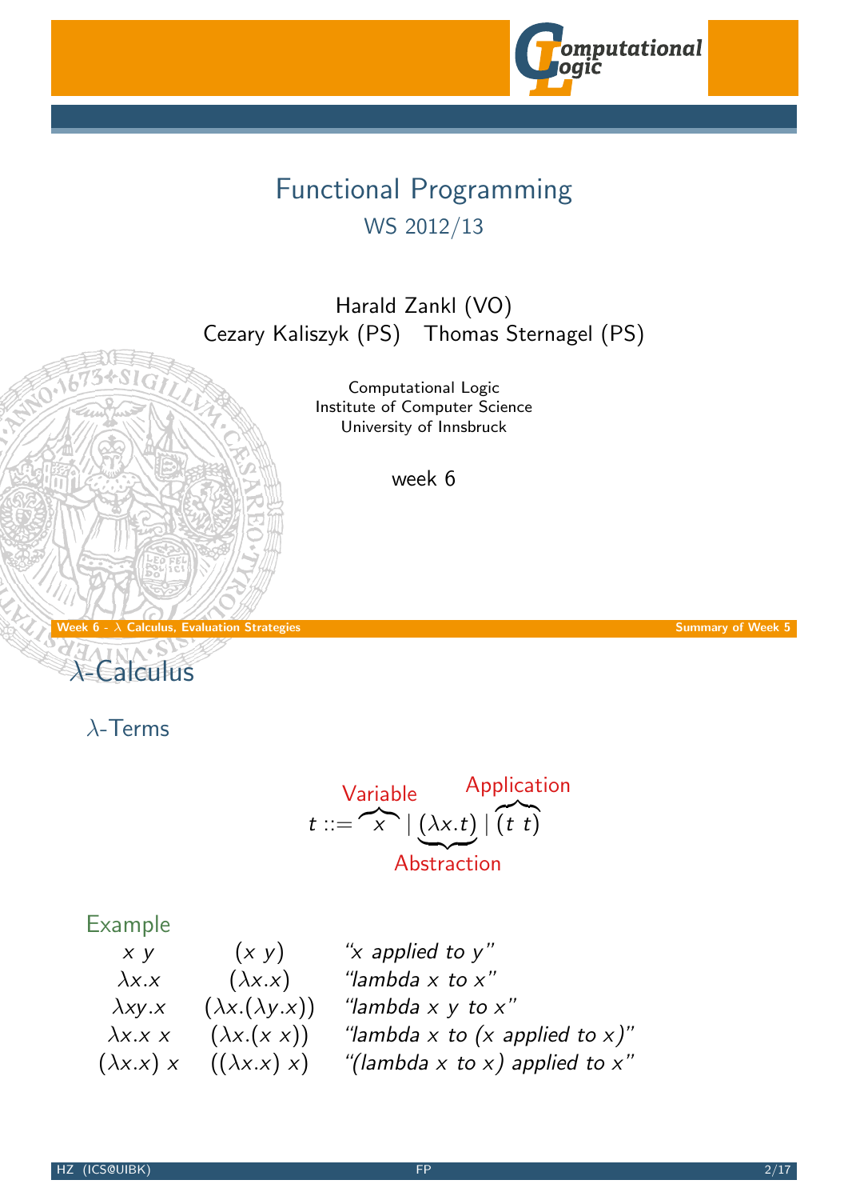# Functional Programming

## WS 2012/13

Harald Zankl (VO)
Cezary Kaliszyk (PS) Thomas Sternagel (PS)

Computational Logic
Institute of Computer Science
University of Innsbruck

week 6

Week 6 - $\lambda$ Calculus, Evaluation Strategies — Summary of Week 5

## $\lambda$-Calculus

### $\lambda$-Terms

$$t ::= \overbrace{x}^{\text{Variable}} \mid \underbrace{(\lambda x.t)}_{\text{Abstraction}} \mid \overbrace{(t\ t)}^{\text{Application}}$$

#### Example

| | | |
|---|---|---|
| $x\ y$ | $(x\ y)$ | *"x applied to y"* |
| $\lambda x.x$ | $(\lambda x.x)$ | *"lambda x to x"* |
| $\lambda xy.x$ | $(\lambda x.(\lambda y.x))$ | *"lambda x y to x"* |
| $\lambda x.x\ x$ | $(\lambda x.(x\ x))$ | *"lambda x to (x applied to x)"* |
| $(\lambda x.x)\ x$ | $((\lambda x.x)\ x)$ | *"(lambda x to x) applied to x"* |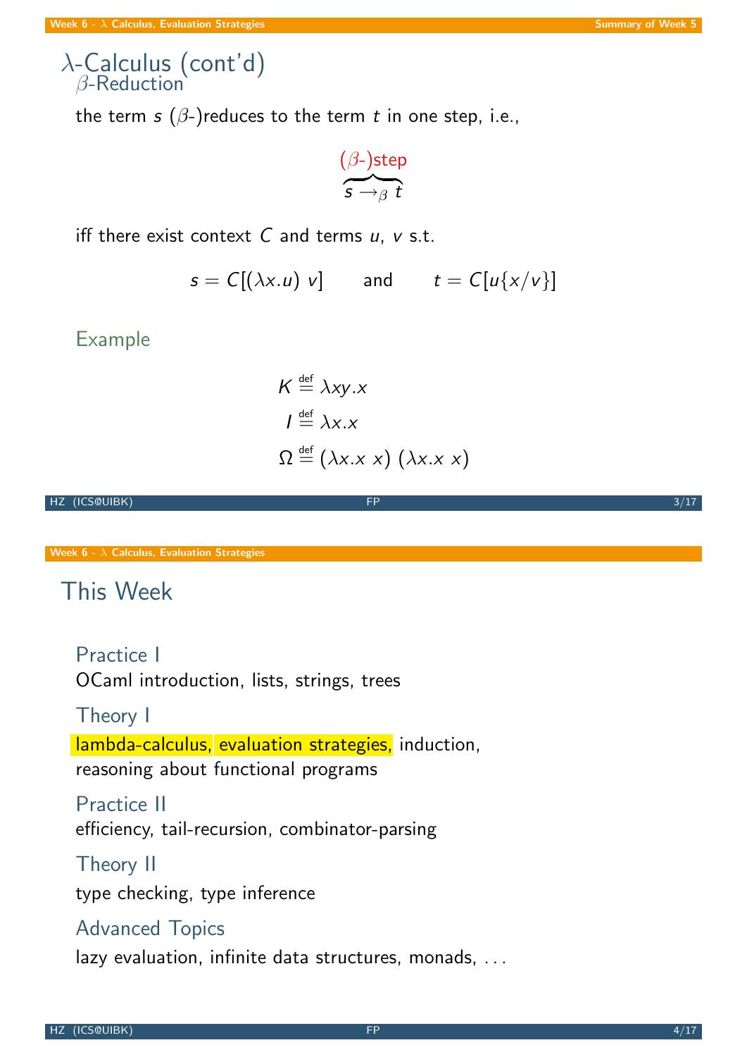# $\lambda$-Calculus (cont'd)

## $\beta$-Reduction

the term $s$ ($\beta$-)reduces to the term $t$ in one step, i.e.,

$$\overbrace{s \to_\beta t}^{(\beta\text{-})\text{step}}$$

iff there exist context $C$ and terms $u$, $v$ s.t.

$$s = C[(\lambda x.u)\ v] \qquad \text{and} \qquad t = C[u\{x/v\}]$$

### Example

$$K \stackrel{\text{def}}{=} \lambda xy.x$$

$$I \stackrel{\text{def}}{=} \lambda x.x$$

$$\Omega \stackrel{\text{def}}{=} (\lambda x.x\ x)\ (\lambda x.x\ x)$$

# This Week

### Practice I

OCaml introduction, lists, strings, trees

### Theory I

lambda-calculus, evaluation strategies, induction, reasoning about functional programs

### Practice II

efficiency, tail-recursion, combinator-parsing

### Theory II

type checking, type inference

### Advanced Topics

lazy evaluation, infinite data structures, monads, . . .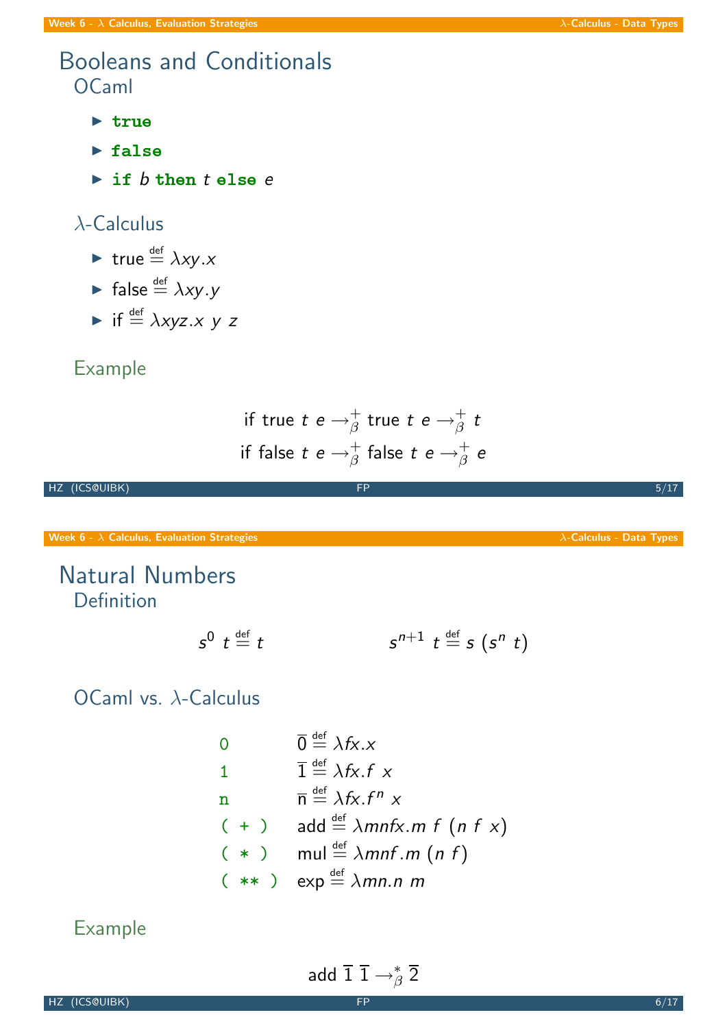# Booleans and Conditionals

## OCaml

- **true**
- **false**
- **if** $b$ **then** $t$ **else** $e$

## λ-Calculus

- $\text{true} \stackrel{\text{def}}{=} \lambda xy.x$
- $\text{false} \stackrel{\text{def}}{=} \lambda xy.y$
- $\text{if} \stackrel{\text{def}}{=} \lambda xyz.x\ y\ z$

### Example

$$\text{if true } t\ e \rightarrow_\beta^+ \text{true } t\ e \rightarrow_\beta^+ t$$

$$\text{if false } t\ e \rightarrow_\beta^+ \text{false } t\ e \rightarrow_\beta^+ e$$

# Natural Numbers

## Definition

$$s^0\ t \stackrel{\text{def}}{=} t \qquad\qquad s^{n+1}\ t \stackrel{\text{def}}{=} s\ (s^n\ t)$$

## OCaml vs. λ-Calculus

| OCaml | λ-Calculus |
|---|---|
| `0` | $\overline{0} \stackrel{\text{def}}{=} \lambda fx.x$ |
| `1` | $\overline{1} \stackrel{\text{def}}{=} \lambda fx.f\ x$ |
| `n` | $\overline{n} \stackrel{\text{def}}{=} \lambda fx.f^n\ x$ |
| `( + )` | $\text{add} \stackrel{\text{def}}{=} \lambda mnfx.m\ f\ (n\ f\ x)$ |
| `( * )` | $\text{mul} \stackrel{\text{def}}{=} \lambda mnf.m\ (n\ f)$ |
| `( ** )` | $\text{exp} \stackrel{\text{def}}{=} \lambda mn.n\ m$ |

### Example

$$\text{add}\ \overline{1}\ \overline{1} \rightarrow_\beta^* \overline{2}$$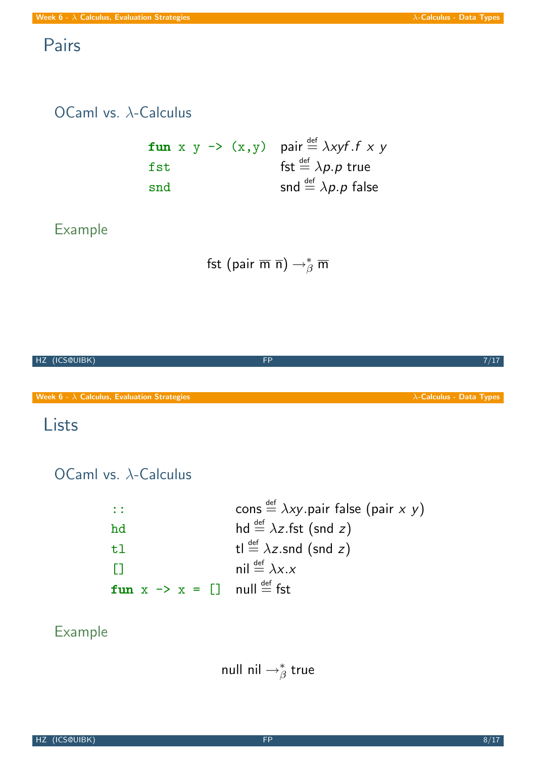# Pairs

## OCaml vs. $\lambda$-Calculus

| OCaml | $\lambda$-Calculus |
|---|---|
| `fun x y -> (x,y)` | $\text{pair} \stackrel{\text{def}}{=} \lambda xyf.f\ x\ y$ |
| `fst` | $\text{fst} \stackrel{\text{def}}{=} \lambda p.p\ \text{true}$ |
| `snd` | $\text{snd} \stackrel{\text{def}}{=} \lambda p.p\ \text{false}$ |

## Example

$$\text{fst}\ (\text{pair}\ \overline{\text{m}}\ \overline{\text{n}}) \rightarrow_\beta^* \overline{\text{m}}$$

# Lists

## OCaml vs. $\lambda$-Calculus

| OCaml | $\lambda$-Calculus |
|---|---|
| `::` | $\text{cons} \stackrel{\text{def}}{=} \lambda xy.\text{pair false}\ (\text{pair}\ x\ y)$ |
| `hd` | $\text{hd} \stackrel{\text{def}}{=} \lambda z.\text{fst}\ (\text{snd}\ z)$ |
| `tl` | $\text{tl} \stackrel{\text{def}}{=} \lambda z.\text{snd}\ (\text{snd}\ z)$ |
| `[]` | $\text{nil} \stackrel{\text{def}}{=} \lambda x.x$ |
| `fun x -> x = []` | $\text{null} \stackrel{\text{def}}{=} \text{fst}$ |

## Example

$$\text{null nil} \rightarrow_\beta^* \text{true}$$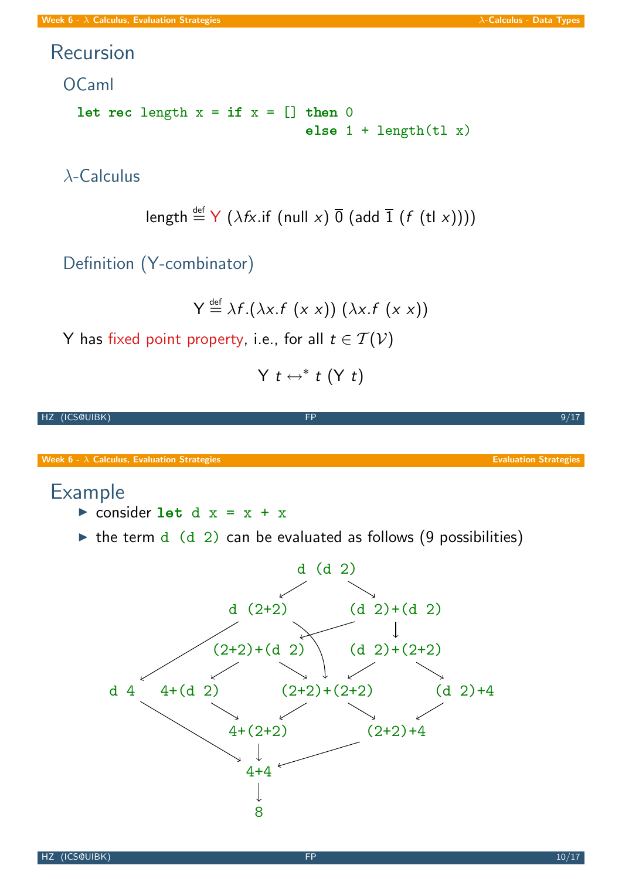# Recursion

## OCaml

```
let rec length x = if x = [] then 0
                              else 1 + length(tl x)
```

## λ-Calculus

$$\text{length} \overset{\text{def}}{=} \mathsf{Y}\ (\lambda f x.\text{if}\ (\text{null}\ x)\ \overline{0}\ (\text{add}\ \overline{1}\ (f\ (\text{tl}\ x))))$$

## Definition (Y-combinator)

$$\mathsf{Y} \overset{\text{def}}{=} \lambda f.(\lambda x.f\ (x\ x))\ (\lambda x.f\ (x\ x))$$

Y has fixed point property, i.e., for all $t \in \mathcal{T}(\mathcal{V})$

$$\mathsf{Y}\ t \leftrightarrow^* t\ (\mathsf{Y}\ t)$$

# Example

- consider `let d x = x + x`
- the term `d (d 2)` can be evaluated as follows (9 possibilities)

```
d (d 2)          -> d (2+2)
d (d 2)          -> (d 2)+(d 2)
d (2+2)          -> d 4
d (2+2)          -> (2+2)+(2+2)
(d 2)+(d 2)      -> (2+2)+(d 2)
(d 2)+(d 2)      -> (d 2)+(2+2)
(2+2)+(d 2)      -> 4+(d 2)
(2+2)+(d 2)      -> (2+2)+(2+2)
(d 2)+(2+2)      -> (2+2)+(2+2)
(d 2)+(2+2)      -> (d 2)+4
4+(d 2)          -> 4+(2+2)
(2+2)+(2+2)      -> 4+(2+2)
(2+2)+(2+2)      -> (2+2)+4
(d 2)+4          -> (2+2)+4
d 4              -> 4+4
4+(2+2)          -> 4+4
(2+2)+4          -> 4+4
4+4              -> 8
```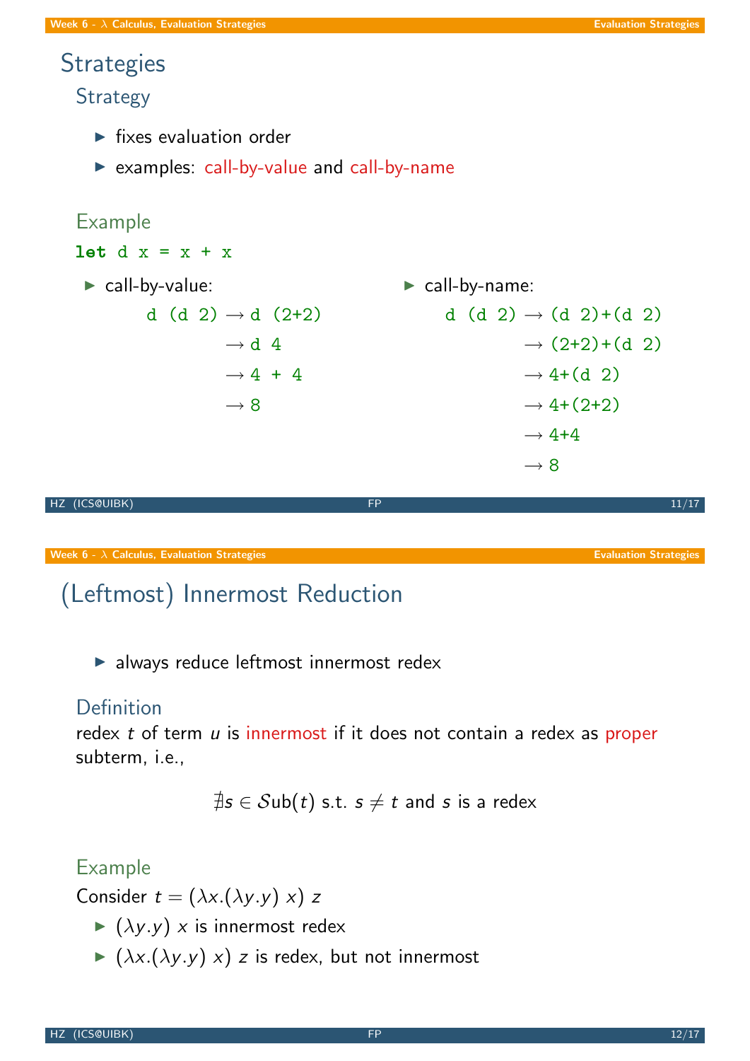## Strategies

### Strategy

- fixes evaluation order
- examples: call-by-value and call-by-name

### Example

```
let d x = x + x
```

- call-by-value:

```
d (d 2) → d (2+2)
        → d 4
        → 4 + 4
        → 8
```

- call-by-name:

```
d (d 2) → (d 2)+(d 2)
        → (2+2)+(d 2)
        → 4+(d 2)
        → 4+(2+2)
        → 4+4
        → 8
```

## (Leftmost) Innermost Reduction

- always reduce leftmost innermost redex

### Definition

redex $t$ of term $u$ is innermost if it does not contain a redex as proper subterm, i.e.,

$$\nexists s \in \mathcal{S}\text{ub}(t) \text{ s.t. } s \neq t \text{ and } s \text{ is a redex}$$

### Example

Consider $t = (\lambda x.(\lambda y.y)\ x)\ z$

- $(\lambda y.y)\ x$ is innermost redex
- $(\lambda x.(\lambda y.y)\ x)\ z$ is redex, but not innermost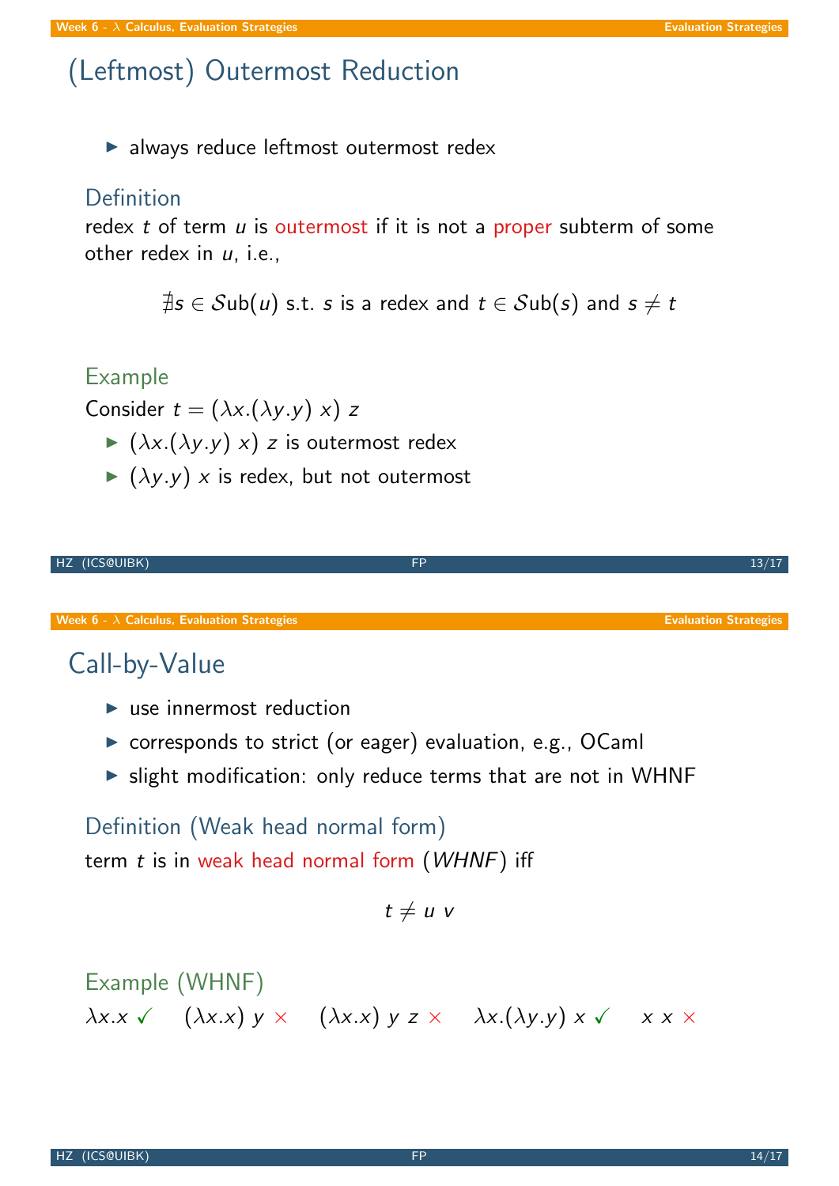# (Leftmost) Outermost Reduction

- always reduce leftmost outermost redex

## Definition

redex $t$ of term $u$ is outermost if it is not a proper subterm of some other redex in $u$, i.e.,

$$\nexists s \in \mathcal{S}\text{ub}(u) \text{ s.t. } s \text{ is a redex and } t \in \mathcal{S}\text{ub}(s) \text{ and } s \neq t$$

## Example

Consider $t = (\lambda x.(\lambda y.y)\ x)\ z$

- $(\lambda x.(\lambda y.y)\ x)\ z$ is outermost redex
- $(\lambda y.y)\ x$ is redex, but not outermost

# Call-by-Value

- use innermost reduction
- corresponds to strict (or eager) evaluation, e.g., OCaml
- slight modification: only reduce terms that are not in WHNF

## Definition (Weak head normal form)

term $t$ is in weak head normal form (*WHNF*) iff

$$t \neq u\ v$$

## Example (WHNF)

$\lambda x.x$ ✓ $\quad (\lambda x.x)\ y$ × $\quad (\lambda x.x)\ y\ z$ × $\quad \lambda x.(\lambda y.y)\ x$ ✓ $\quad x\ x$ ×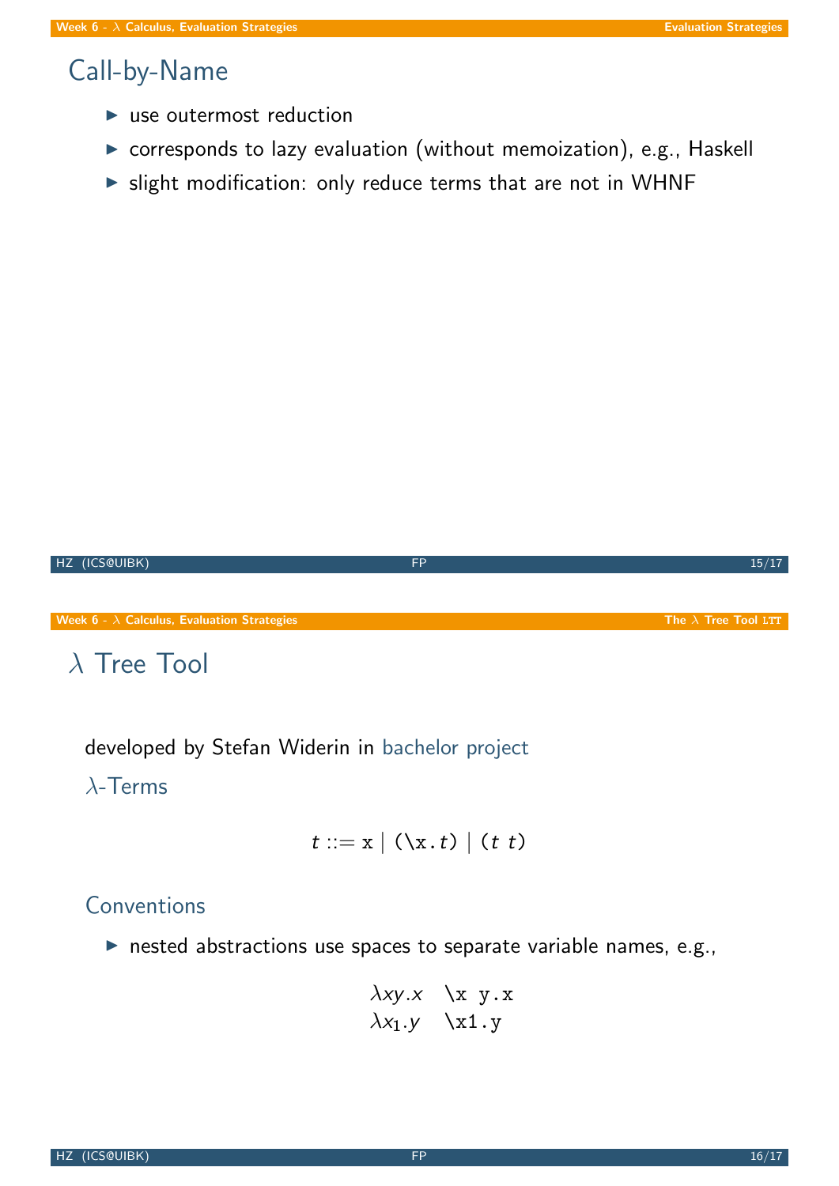## Call-by-Name

- use outermost reduction
- corresponds to lazy evaluation (without memoization), e.g., Haskell
- slight modification: only reduce terms that are not in WHNF

## $\lambda$ Tree Tool

developed by Stefan Widerin in bachelor project

### $\lambda$-Terms

$$t ::= \texttt{x} \mid (\texttt{\textbackslash x.}t) \mid (t\ t)$$

### Conventions

- nested abstractions use spaces to separate variable names, e.g.,

| | |
|---|---|
| $\lambda xy.x$ | `\x y.x` |
| $\lambda x_1.y$ | `\x1.y` |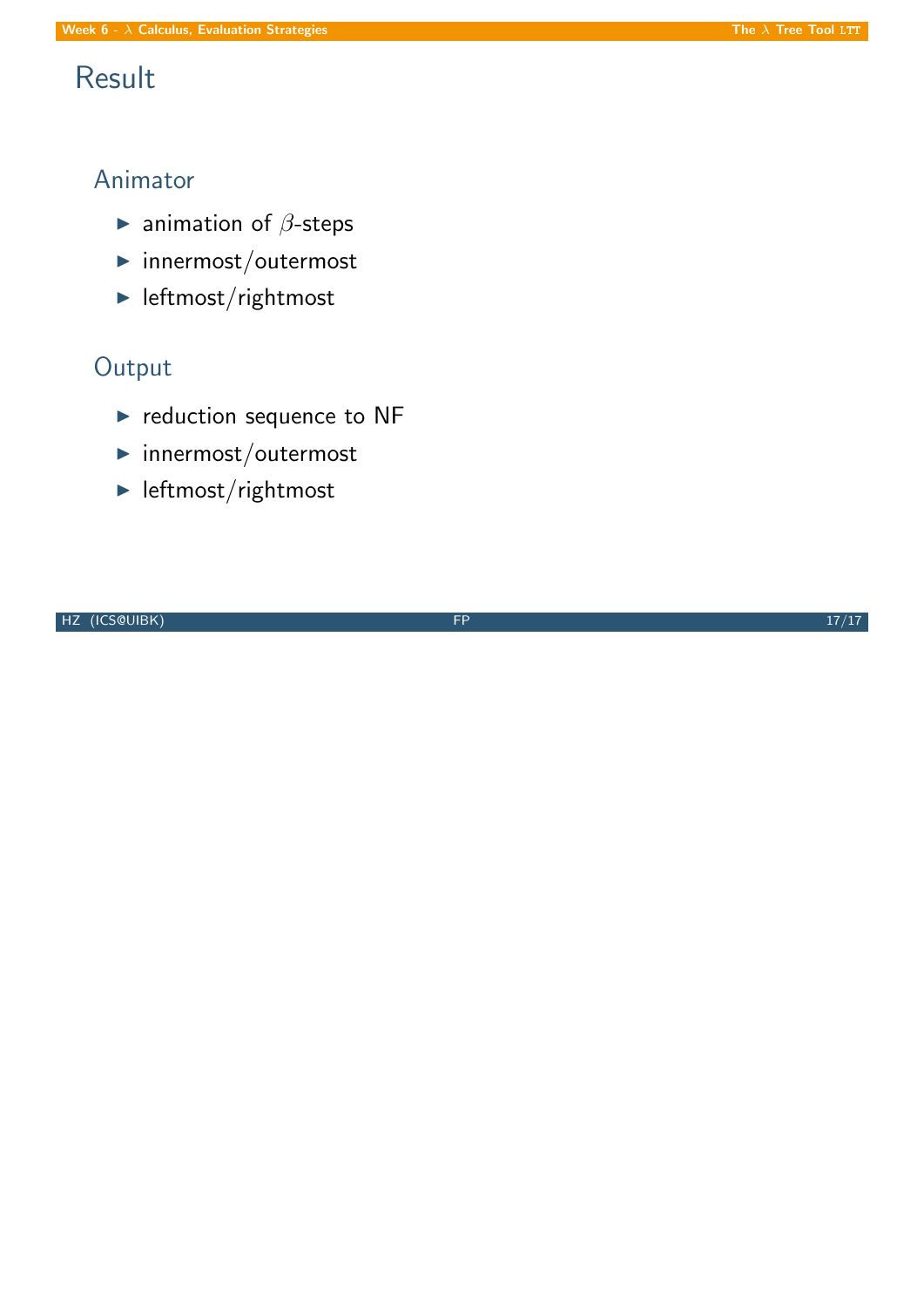# Result

## Animator

- animation of $\beta$-steps
- innermost/outermost
- leftmost/rightmost

## Output

- reduction sequence to NF
- innermost/outermost
- leftmost/rightmost